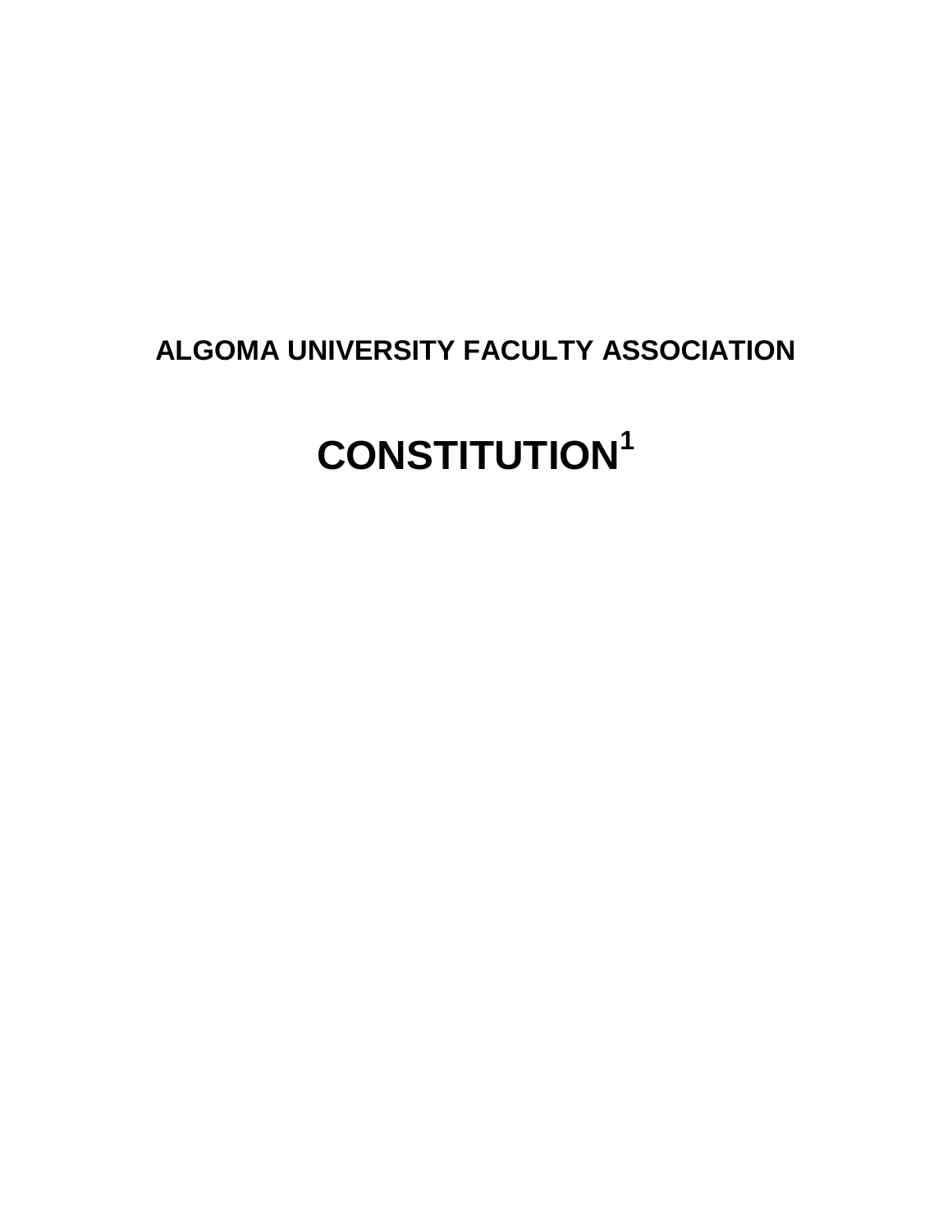# ALGOMA UNIVERSITY FACULTY ASSOCIATION

# CONSTITUTION[1]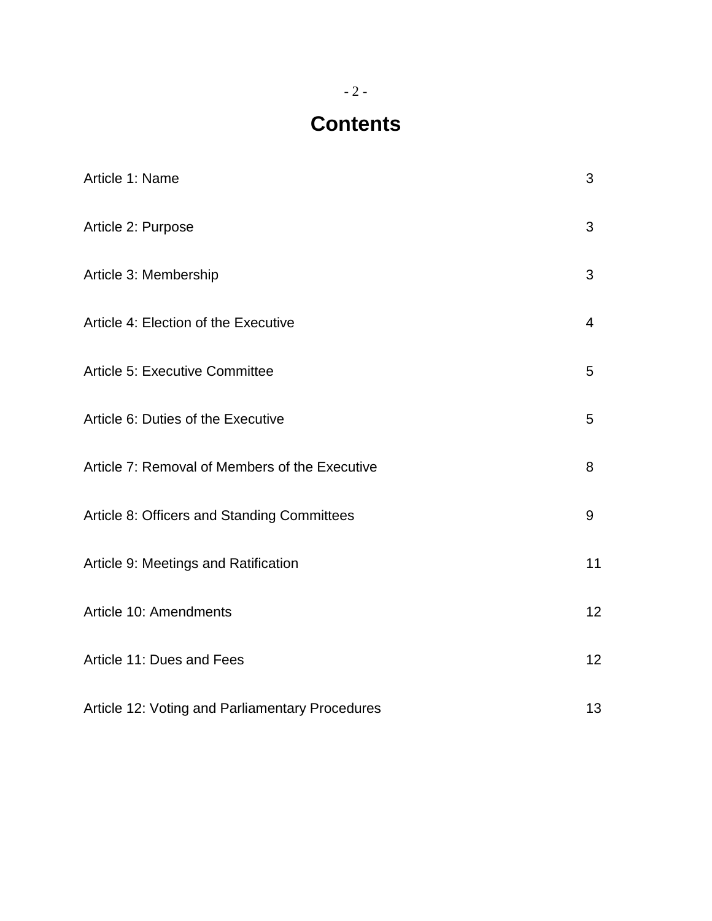# Contents

| | |
|---|---|
| Article 1: Name | 3 |
| Article 2: Purpose | 3 |
| Article 3: Membership | 3 |
| Article 4: Election of the Executive | 4 |
| Article 5: Executive Committee | 5 |
| Article 6: Duties of the Executive | 5 |
| Article 7: Removal of Members of the Executive | 8 |
| Article 8: Officers and Standing Committees | 9 |
| Article 9: Meetings and Ratification | 11 |
| Article 10: Amendments | 12 |
| Article 11: Dues and Fees | 12 |
| Article 12: Voting and Parliamentary Procedures | 13 |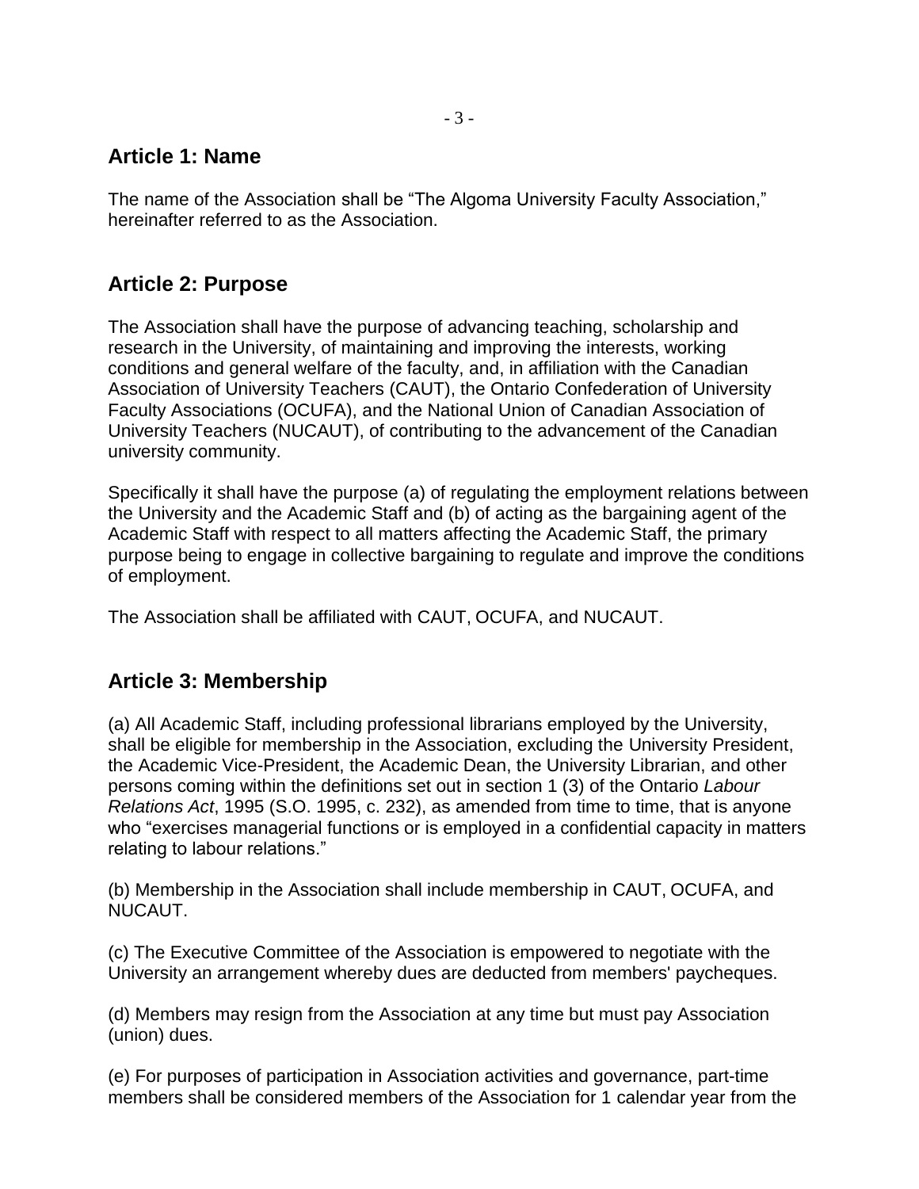## Article 1: Name

The name of the Association shall be "The Algoma University Faculty Association," hereinafter referred to as the Association.

## Article 2: Purpose

The Association shall have the purpose of advancing teaching, scholarship and research in the University, of maintaining and improving the interests, working conditions and general welfare of the faculty, and, in affiliation with the Canadian Association of University Teachers (CAUT), the Ontario Confederation of University Faculty Associations (OCUFA), and the National Union of Canadian Association of University Teachers (NUCAUT), of contributing to the advancement of the Canadian university community.

Specifically it shall have the purpose (a) of regulating the employment relations between the University and the Academic Staff and (b) of acting as the bargaining agent of the Academic Staff with respect to all matters affecting the Academic Staff, the primary purpose being to engage in collective bargaining to regulate and improve the conditions of employment.

The Association shall be affiliated with CAUT, OCUFA, and NUCAUT.

## Article 3: Membership

(a) All Academic Staff, including professional librarians employed by the University, shall be eligible for membership in the Association, excluding the University President, the Academic Vice-President, the Academic Dean, the University Librarian, and other persons coming within the definitions set out in section 1 (3) of the Ontario *Labour Relations Act*, 1995 (S.O. 1995, c. 232), as amended from time to time, that is anyone who "exercises managerial functions or is employed in a confidential capacity in matters relating to labour relations."

(b) Membership in the Association shall include membership in CAUT, OCUFA, and NUCAUT.

(c) The Executive Committee of the Association is empowered to negotiate with the University an arrangement whereby dues are deducted from members' paycheques.

(d) Members may resign from the Association at any time but must pay Association (union) dues.

(e) For purposes of participation in Association activities and governance, part-time members shall be considered members of the Association for 1 calendar year from the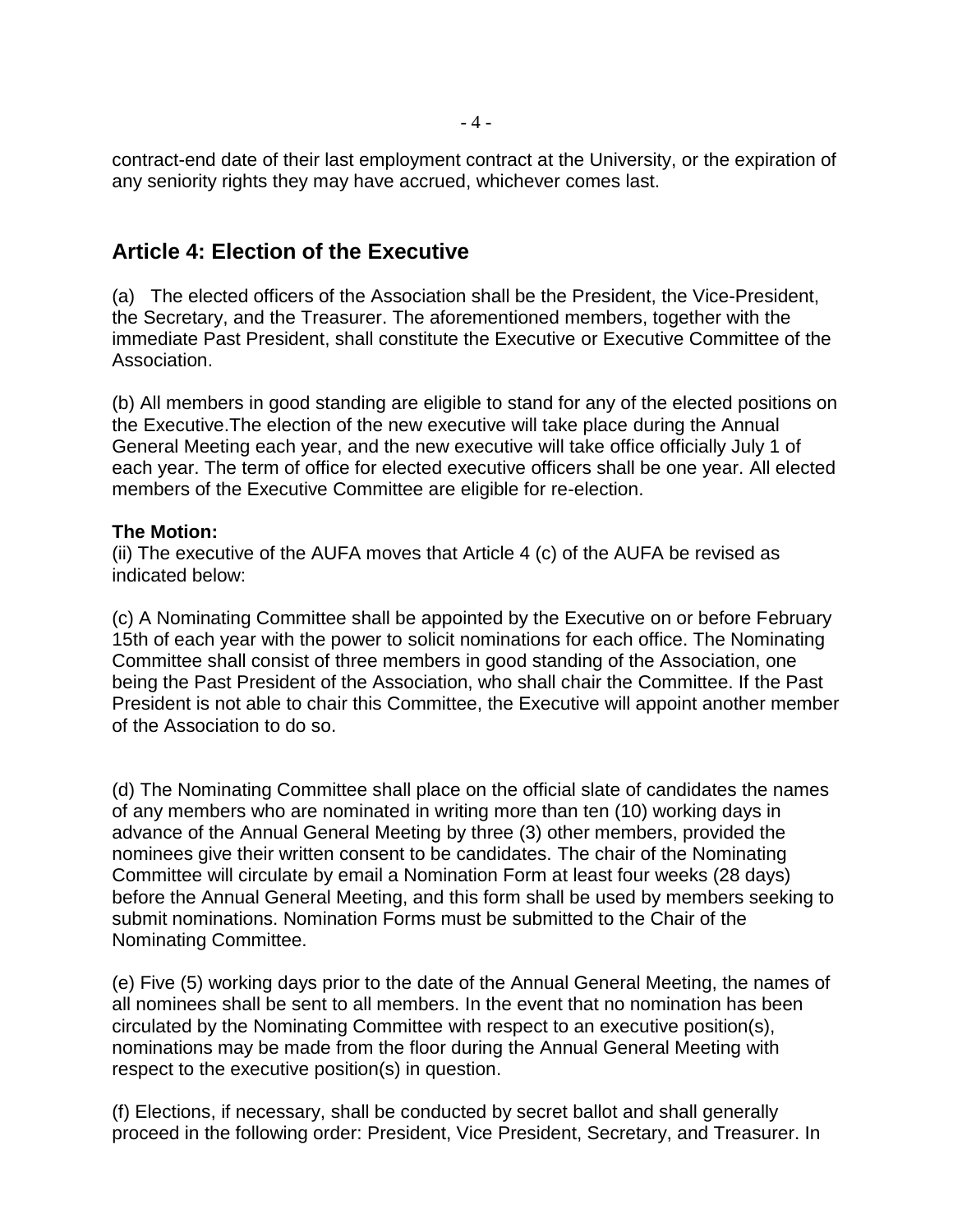contract-end date of their last employment contract at the University, or the expiration of any seniority rights they may have accrued, whichever comes last.

## Article 4: Election of the Executive

(a) The elected officers of the Association shall be the President, the Vice-President, the Secretary, and the Treasurer. The aforementioned members, together with the immediate Past President, shall constitute the Executive or Executive Committee of the Association.

(b) All members in good standing are eligible to stand for any of the elected positions on the Executive.The election of the new executive will take place during the Annual General Meeting each year, and the new executive will take office officially July 1 of each year. The term of office for elected executive officers shall be one year. All elected members of the Executive Committee are eligible for re-election.

**The Motion:**
(ii) The executive of the AUFA moves that Article 4 (c) of the AUFA be revised as indicated below:

(c) A Nominating Committee shall be appointed by the Executive on or before February 15th of each year with the power to solicit nominations for each office. The Nominating Committee shall consist of three members in good standing of the Association, one being the Past President of the Association, who shall chair the Committee. If the Past President is not able to chair this Committee, the Executive will appoint another member of the Association to do so.

(d) The Nominating Committee shall place on the official slate of candidates the names of any members who are nominated in writing more than ten (10) working days in advance of the Annual General Meeting by three (3) other members, provided the nominees give their written consent to be candidates. The chair of the Nominating Committee will circulate by email a Nomination Form at least four weeks (28 days) before the Annual General Meeting, and this form shall be used by members seeking to submit nominations. Nomination Forms must be submitted to the Chair of the Nominating Committee.

(e) Five (5) working days prior to the date of the Annual General Meeting, the names of all nominees shall be sent to all members. In the event that no nomination has been circulated by the Nominating Committee with respect to an executive position(s), nominations may be made from the floor during the Annual General Meeting with respect to the executive position(s) in question.

(f) Elections, if necessary, shall be conducted by secret ballot and shall generally proceed in the following order: President, Vice President, Secretary, and Treasurer. In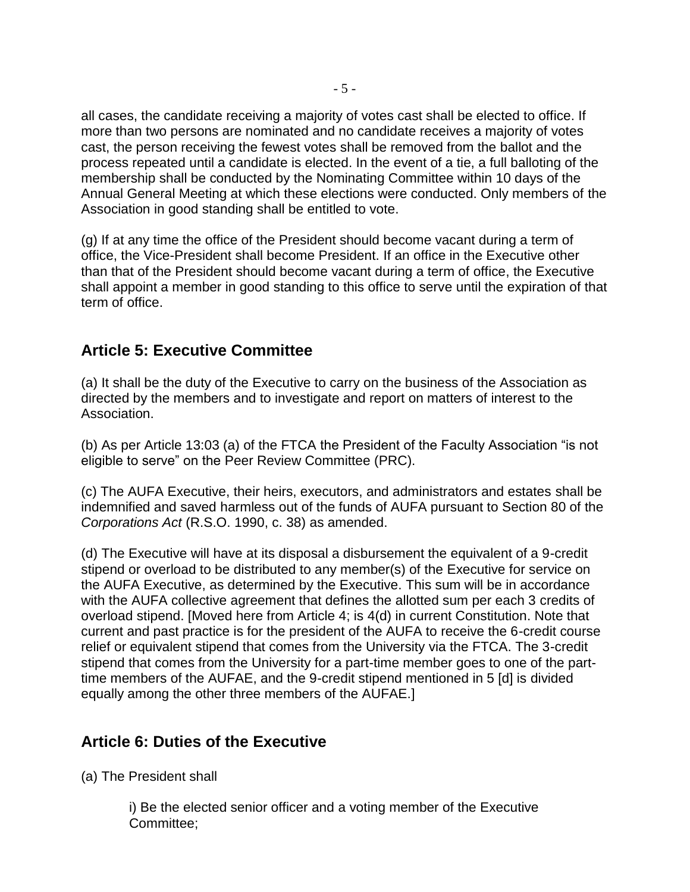all cases, the candidate receiving a majority of votes cast shall be elected to office. If more than two persons are nominated and no candidate receives a majority of votes cast, the person receiving the fewest votes shall be removed from the ballot and the process repeated until a candidate is elected. In the event of a tie, a full balloting of the membership shall be conducted by the Nominating Committee within 10 days of the Annual General Meeting at which these elections were conducted. Only members of the Association in good standing shall be entitled to vote.

(g) If at any time the office of the President should become vacant during a term of office, the Vice-President shall become President. If an office in the Executive other than that of the President should become vacant during a term of office, the Executive shall appoint a member in good standing to this office to serve until the expiration of that term of office.

## Article 5: Executive Committee

(a) It shall be the duty of the Executive to carry on the business of the Association as directed by the members and to investigate and report on matters of interest to the Association.

(b) As per Article 13:03 (a) of the FTCA the President of the Faculty Association "is not eligible to serve" on the Peer Review Committee (PRC).

(c) The AUFA Executive, their heirs, executors, and administrators and estates shall be indemnified and saved harmless out of the funds of AUFA pursuant to Section 80 of the *Corporations Act* (R.S.O. 1990, c. 38) as amended.

(d) The Executive will have at its disposal a disbursement the equivalent of a 9-credit stipend or overload to be distributed to any member(s) of the Executive for service on the AUFA Executive, as determined by the Executive. This sum will be in accordance with the AUFA collective agreement that defines the allotted sum per each 3 credits of overload stipend. [Moved here from Article 4; is 4(d) in current Constitution. Note that current and past practice is for the president of the AUFA to receive the 6-credit course relief or equivalent stipend that comes from the University via the FTCA. The 3-credit stipend that comes from the University for a part-time member goes to one of the part-time members of the AUFAE, and the 9-credit stipend mentioned in 5 [d] is divided equally among the other three members of the AUFAE.]

## Article 6: Duties of the Executive

(a) The President shall

i) Be the elected senior officer and a voting member of the Executive Committee;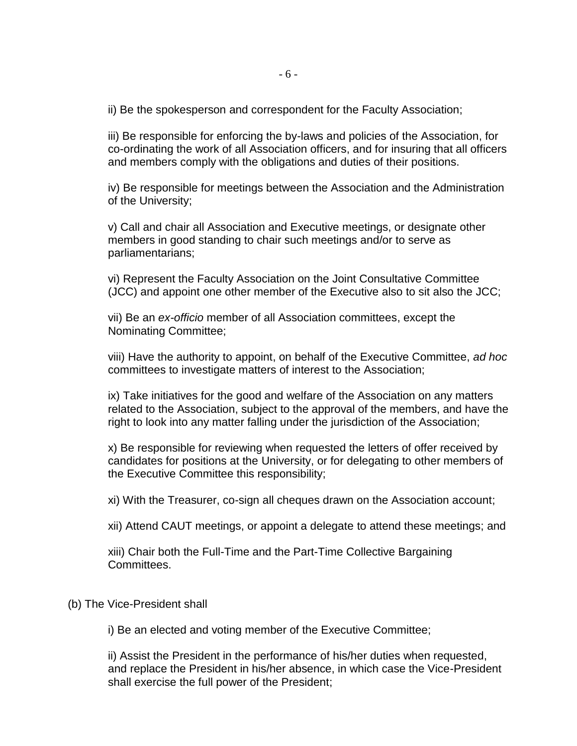ii) Be the spokesperson and correspondent for the Faculty Association;

iii) Be responsible for enforcing the by-laws and policies of the Association, for co-ordinating the work of all Association officers, and for insuring that all officers and members comply with the obligations and duties of their positions.

iv) Be responsible for meetings between the Association and the Administration of the University;

v) Call and chair all Association and Executive meetings, or designate other members in good standing to chair such meetings and/or to serve as parliamentarians;

vi) Represent the Faculty Association on the Joint Consultative Committee (JCC) and appoint one other member of the Executive also to sit also the JCC;

vii) Be an *ex-officio* member of all Association committees, except the Nominating Committee;

viii) Have the authority to appoint, on behalf of the Executive Committee, *ad hoc* committees to investigate matters of interest to the Association;

ix) Take initiatives for the good and welfare of the Association on any matters related to the Association, subject to the approval of the members, and have the right to look into any matter falling under the jurisdiction of the Association;

x) Be responsible for reviewing when requested the letters of offer received by candidates for positions at the University, or for delegating to other members of the Executive Committee this responsibility;

xi) With the Treasurer, co-sign all cheques drawn on the Association account;

xii) Attend CAUT meetings, or appoint a delegate to attend these meetings; and

xiii) Chair both the Full-Time and the Part-Time Collective Bargaining Committees.

(b) The Vice-President shall

i) Be an elected and voting member of the Executive Committee;

ii) Assist the President in the performance of his/her duties when requested, and replace the President in his/her absence, in which case the Vice-President shall exercise the full power of the President;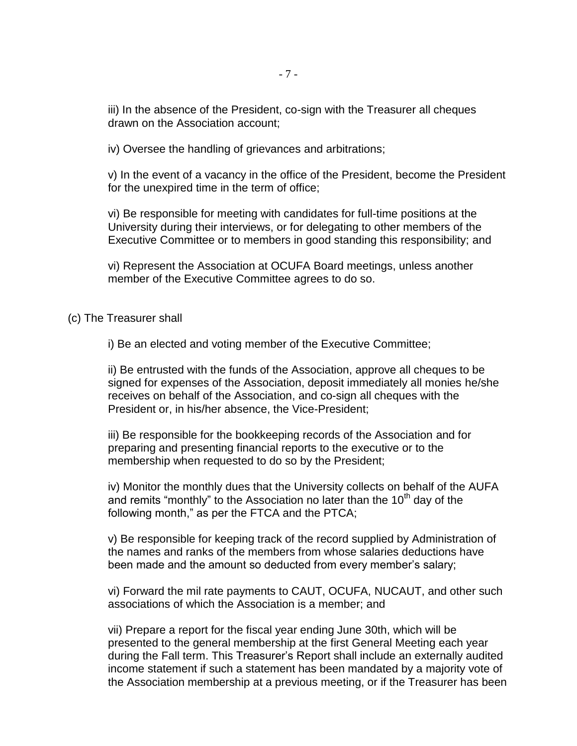iii) In the absence of the President, co-sign with the Treasurer all cheques drawn on the Association account;

iv) Oversee the handling of grievances and arbitrations;

v) In the event of a vacancy in the office of the President, become the President for the unexpired time in the term of office;

vi) Be responsible for meeting with candidates for full-time positions at the University during their interviews, or for delegating to other members of the Executive Committee or to members in good standing this responsibility; and

vi) Represent the Association at OCUFA Board meetings, unless another member of the Executive Committee agrees to do so.

(c) The Treasurer shall

i) Be an elected and voting member of the Executive Committee;

ii) Be entrusted with the funds of the Association, approve all cheques to be signed for expenses of the Association, deposit immediately all monies he/she receives on behalf of the Association, and co-sign all cheques with the President or, in his/her absence, the Vice-President;

iii) Be responsible for the bookkeeping records of the Association and for preparing and presenting financial reports to the executive or to the membership when requested to do so by the President;

iv) Monitor the monthly dues that the University collects on behalf of the AUFA and remits "monthly" to the Association no later than the 10th day of the following month," as per the FTCA and the PTCA;

v) Be responsible for keeping track of the record supplied by Administration of the names and ranks of the members from whose salaries deductions have been made and the amount so deducted from every member's salary;

vi) Forward the mil rate payments to CAUT, OCUFA, NUCAUT, and other such associations of which the Association is a member; and

vii) Prepare a report for the fiscal year ending June 30th, which will be presented to the general membership at the first General Meeting each year during the Fall term. This Treasurer's Report shall include an externally audited income statement if such a statement has been mandated by a majority vote of the Association membership at a previous meeting, or if the Treasurer has been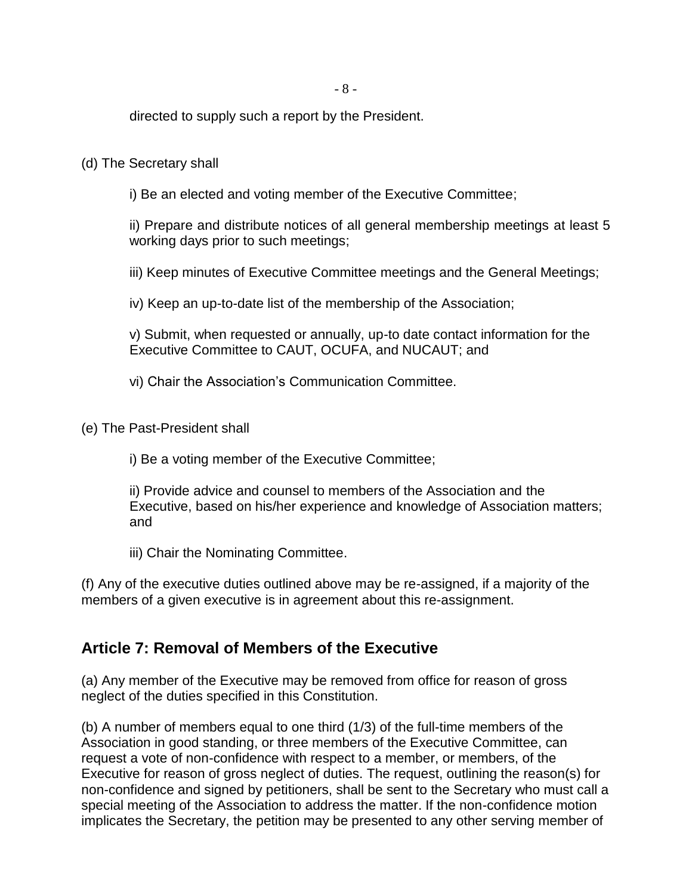directed to supply such a report by the President.

(d) The Secretary shall

i) Be an elected and voting member of the Executive Committee;

ii) Prepare and distribute notices of all general membership meetings at least 5 working days prior to such meetings;

iii) Keep minutes of Executive Committee meetings and the General Meetings;

iv) Keep an up-to-date list of the membership of the Association;

v) Submit, when requested or annually, up-to date contact information for the Executive Committee to CAUT, OCUFA, and NUCAUT; and

vi) Chair the Association's Communication Committee.

(e) The Past-President shall

i) Be a voting member of the Executive Committee;

ii) Provide advice and counsel to members of the Association and the Executive, based on his/her experience and knowledge of Association matters; and

iii) Chair the Nominating Committee.

(f) Any of the executive duties outlined above may be re-assigned, if a majority of the members of a given executive is in agreement about this re-assignment.

## Article 7: Removal of Members of the Executive

(a) Any member of the Executive may be removed from office for reason of gross neglect of the duties specified in this Constitution.

(b) A number of members equal to one third (1/3) of the full-time members of the Association in good standing, or three members of the Executive Committee, can request a vote of non-confidence with respect to a member, or members, of the Executive for reason of gross neglect of duties. The request, outlining the reason(s) for non-confidence and signed by petitioners, shall be sent to the Secretary who must call a special meeting of the Association to address the matter. If the non-confidence motion implicates the Secretary, the petition may be presented to any other serving member of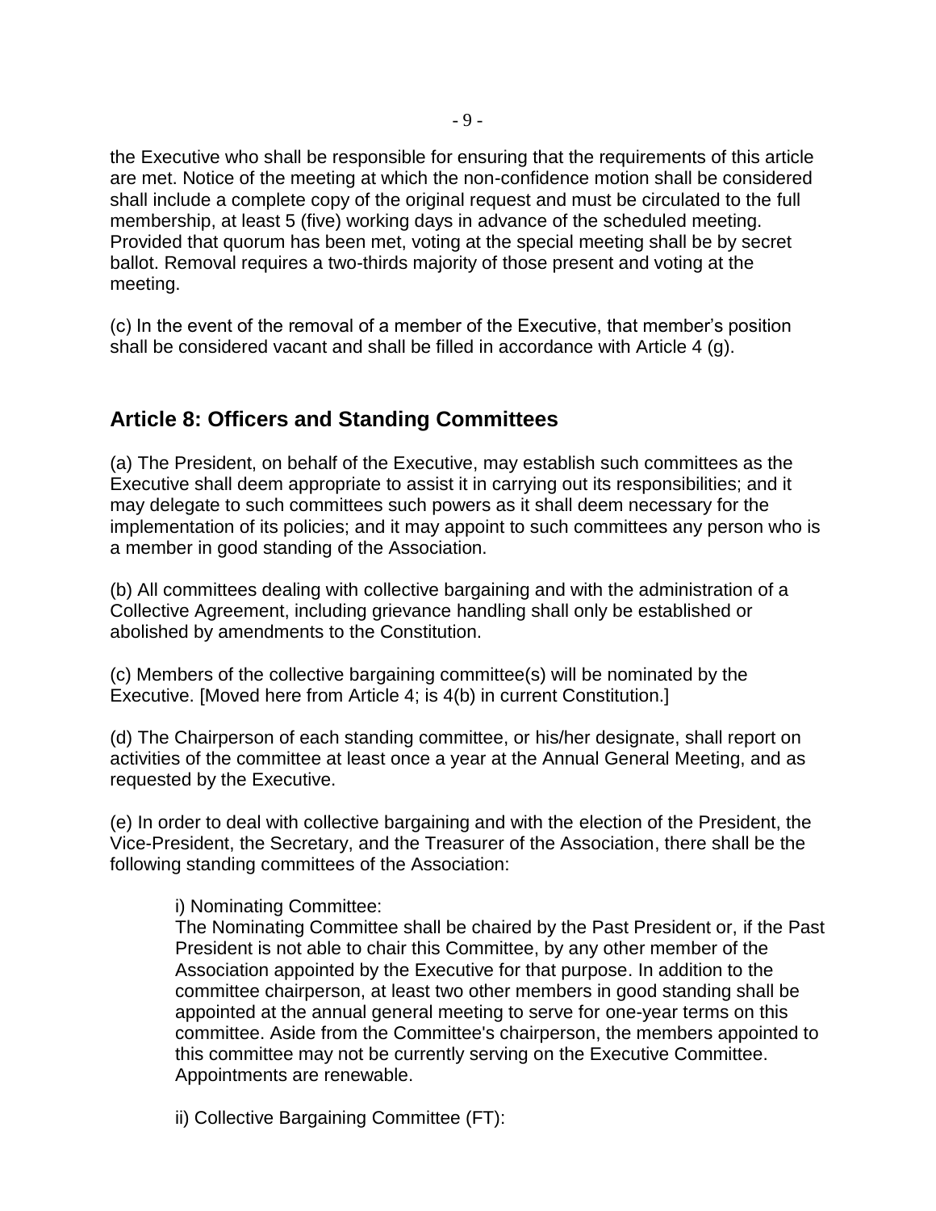the Executive who shall be responsible for ensuring that the requirements of this article are met. Notice of the meeting at which the non-confidence motion shall be considered shall include a complete copy of the original request and must be circulated to the full membership, at least 5 (five) working days in advance of the scheduled meeting. Provided that quorum has been met, voting at the special meeting shall be by secret ballot. Removal requires a two-thirds majority of those present and voting at the meeting.

(c) In the event of the removal of a member of the Executive, that member's position shall be considered vacant and shall be filled in accordance with Article 4 (g).

## Article 8: Officers and Standing Committees

(a) The President, on behalf of the Executive, may establish such committees as the Executive shall deem appropriate to assist it in carrying out its responsibilities; and it may delegate to such committees such powers as it shall deem necessary for the implementation of its policies; and it may appoint to such committees any person who is a member in good standing of the Association.

(b) All committees dealing with collective bargaining and with the administration of a Collective Agreement, including grievance handling shall only be established or abolished by amendments to the Constitution.

(c) Members of the collective bargaining committee(s) will be nominated by the Executive. [Moved here from Article 4; is 4(b) in current Constitution.]

(d) The Chairperson of each standing committee, or his/her designate, shall report on activities of the committee at least once a year at the Annual General Meeting, and as requested by the Executive.

(e) In order to deal with collective bargaining and with the election of the President, the Vice-President, the Secretary, and the Treasurer of the Association, there shall be the following standing committees of the Association:

i) Nominating Committee:
The Nominating Committee shall be chaired by the Past President or, if the Past President is not able to chair this Committee, by any other member of the Association appointed by the Executive for that purpose. In addition to the committee chairperson, at least two other members in good standing shall be appointed at the annual general meeting to serve for one-year terms on this committee. Aside from the Committee's chairperson, the members appointed to this committee may not be currently serving on the Executive Committee. Appointments are renewable.

ii) Collective Bargaining Committee (FT):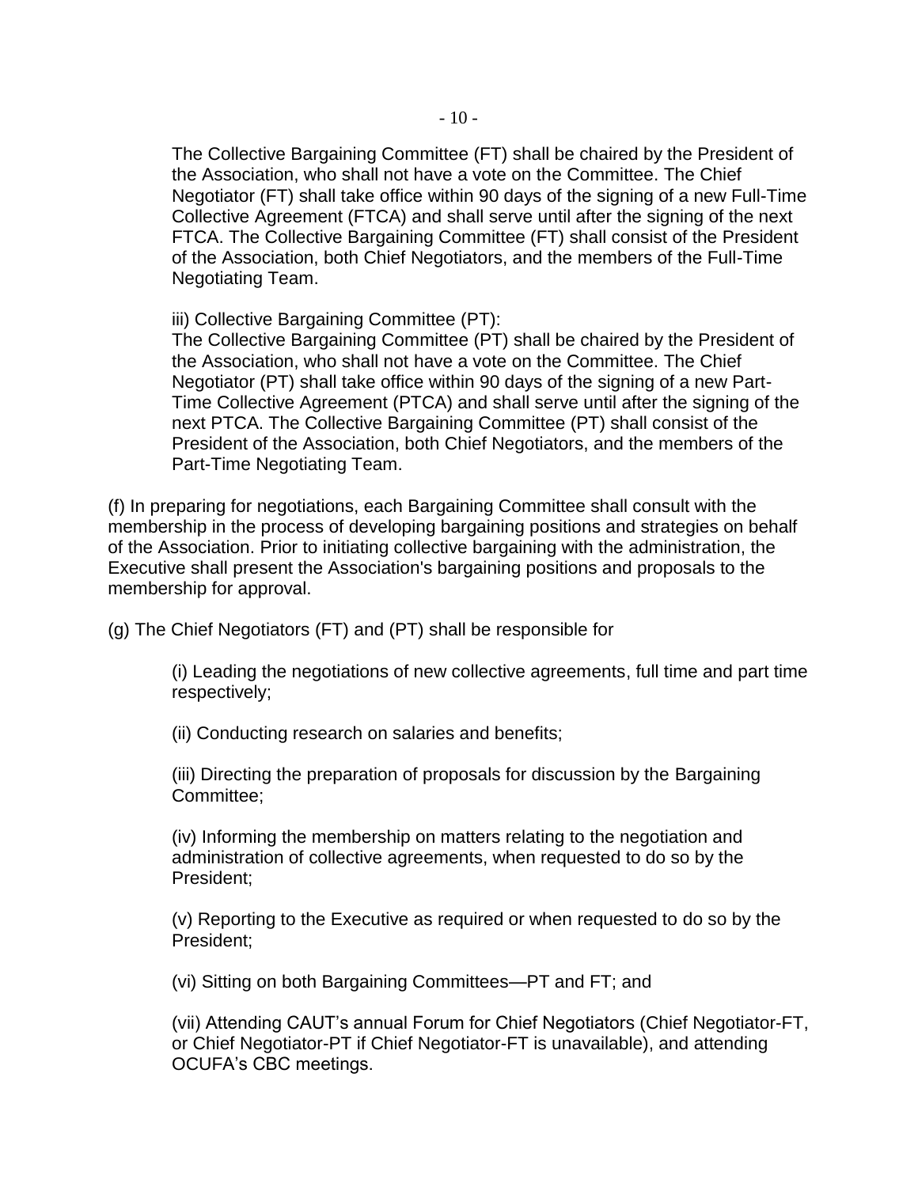The Collective Bargaining Committee (FT) shall be chaired by the President of the Association, who shall not have a vote on the Committee. The Chief Negotiator (FT) shall take office within 90 days of the signing of a new Full-Time Collective Agreement (FTCA) and shall serve until after the signing of the next FTCA. The Collective Bargaining Committee (FT) shall consist of the President of the Association, both Chief Negotiators, and the members of the Full-Time Negotiating Team.

iii) Collective Bargaining Committee (PT):
The Collective Bargaining Committee (PT) shall be chaired by the President of the Association, who shall not have a vote on the Committee. The Chief Negotiator (PT) shall take office within 90 days of the signing of a new Part-Time Collective Agreement (PTCA) and shall serve until after the signing of the next PTCA. The Collective Bargaining Committee (PT) shall consist of the President of the Association, both Chief Negotiators, and the members of the Part-Time Negotiating Team.

(f) In preparing for negotiations, each Bargaining Committee shall consult with the membership in the process of developing bargaining positions and strategies on behalf of the Association. Prior to initiating collective bargaining with the administration, the Executive shall present the Association's bargaining positions and proposals to the membership for approval.

(g) The Chief Negotiators (FT) and (PT) shall be responsible for

(i) Leading the negotiations of new collective agreements, full time and part time respectively;

(ii) Conducting research on salaries and benefits;

(iii) Directing the preparation of proposals for discussion by the Bargaining Committee;

(iv) Informing the membership on matters relating to the negotiation and administration of collective agreements, when requested to do so by the President;

(v) Reporting to the Executive as required or when requested to do so by the President;

(vi) Sitting on both Bargaining Committees—PT and FT; and

(vii) Attending CAUT's annual Forum for Chief Negotiators (Chief Negotiator-FT, or Chief Negotiator-PT if Chief Negotiator-FT is unavailable), and attending OCUFA's CBC meetings.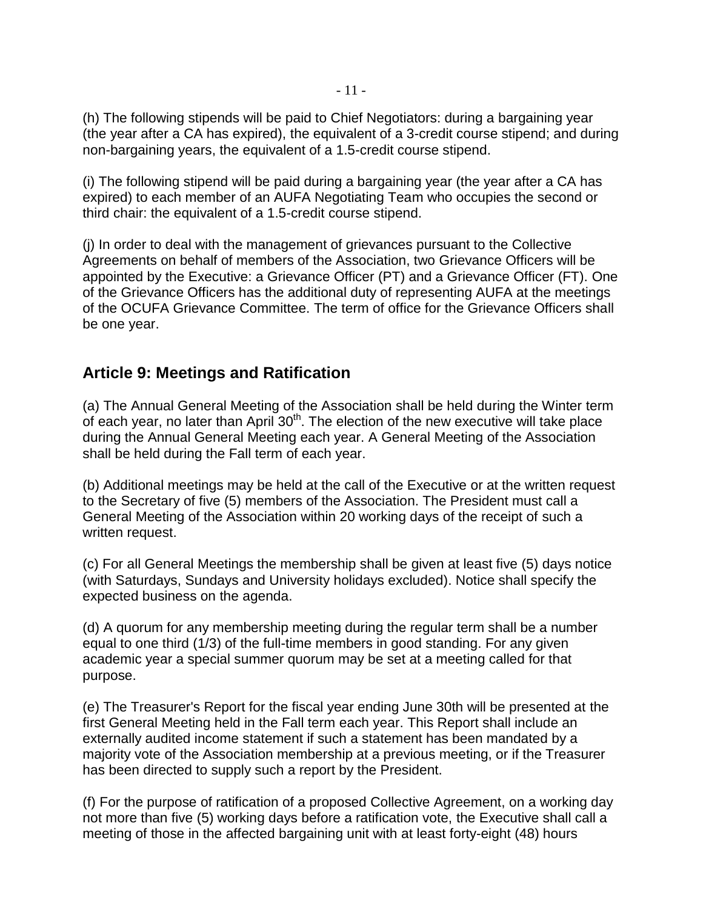(h) The following stipends will be paid to Chief Negotiators: during a bargaining year (the year after a CA has expired), the equivalent of a 3-credit course stipend; and during non-bargaining years, the equivalent of a 1.5-credit course stipend.

(i) The following stipend will be paid during a bargaining year (the year after a CA has expired) to each member of an AUFA Negotiating Team who occupies the second or third chair: the equivalent of a 1.5-credit course stipend.

(j) In order to deal with the management of grievances pursuant to the Collective Agreements on behalf of members of the Association, two Grievance Officers will be appointed by the Executive: a Grievance Officer (PT) and a Grievance Officer (FT). One of the Grievance Officers has the additional duty of representing AUFA at the meetings of the OCUFA Grievance Committee. The term of office for the Grievance Officers shall be one year.

## Article 9: Meetings and Ratification

(a) The Annual General Meeting of the Association shall be held during the Winter term of each year, no later than April 30th. The election of the new executive will take place during the Annual General Meeting each year. A General Meeting of the Association shall be held during the Fall term of each year.

(b) Additional meetings may be held at the call of the Executive or at the written request to the Secretary of five (5) members of the Association. The President must call a General Meeting of the Association within 20 working days of the receipt of such a written request.

(c) For all General Meetings the membership shall be given at least five (5) days notice (with Saturdays, Sundays and University holidays excluded). Notice shall specify the expected business on the agenda.

(d) A quorum for any membership meeting during the regular term shall be a number equal to one third (1/3) of the full-time members in good standing. For any given academic year a special summer quorum may be set at a meeting called for that purpose.

(e) The Treasurer's Report for the fiscal year ending June 30th will be presented at the first General Meeting held in the Fall term each year. This Report shall include an externally audited income statement if such a statement has been mandated by a majority vote of the Association membership at a previous meeting, or if the Treasurer has been directed to supply such a report by the President.

(f) For the purpose of ratification of a proposed Collective Agreement, on a working day not more than five (5) working days before a ratification vote, the Executive shall call a meeting of those in the affected bargaining unit with at least forty-eight (48) hours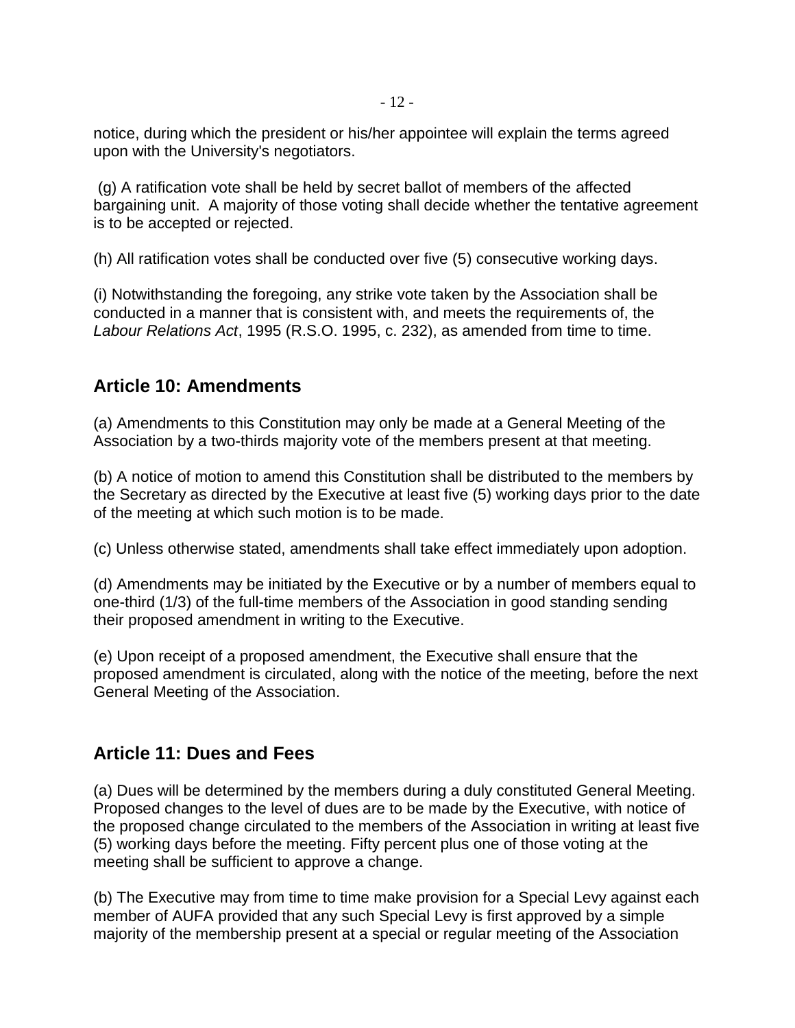notice, during which the president or his/her appointee will explain the terms agreed upon with the University's negotiators.

(g) A ratification vote shall be held by secret ballot of members of the affected bargaining unit. A majority of those voting shall decide whether the tentative agreement is to be accepted or rejected.

(h) All ratification votes shall be conducted over five (5) consecutive working days.

(i) Notwithstanding the foregoing, any strike vote taken by the Association shall be conducted in a manner that is consistent with, and meets the requirements of, the *Labour Relations Act*, 1995 (R.S.O. 1995, c. 232), as amended from time to time.

## Article 10: Amendments

(a) Amendments to this Constitution may only be made at a General Meeting of the Association by a two-thirds majority vote of the members present at that meeting.

(b) A notice of motion to amend this Constitution shall be distributed to the members by the Secretary as directed by the Executive at least five (5) working days prior to the date of the meeting at which such motion is to be made.

(c) Unless otherwise stated, amendments shall take effect immediately upon adoption.

(d) Amendments may be initiated by the Executive or by a number of members equal to one-third (1/3) of the full-time members of the Association in good standing sending their proposed amendment in writing to the Executive.

(e) Upon receipt of a proposed amendment, the Executive shall ensure that the proposed amendment is circulated, along with the notice of the meeting, before the next General Meeting of the Association.

## Article 11: Dues and Fees

(a) Dues will be determined by the members during a duly constituted General Meeting. Proposed changes to the level of dues are to be made by the Executive, with notice of the proposed change circulated to the members of the Association in writing at least five (5) working days before the meeting. Fifty percent plus one of those voting at the meeting shall be sufficient to approve a change.

(b) The Executive may from time to time make provision for a Special Levy against each member of AUFA provided that any such Special Levy is first approved by a simple majority of the membership present at a special or regular meeting of the Association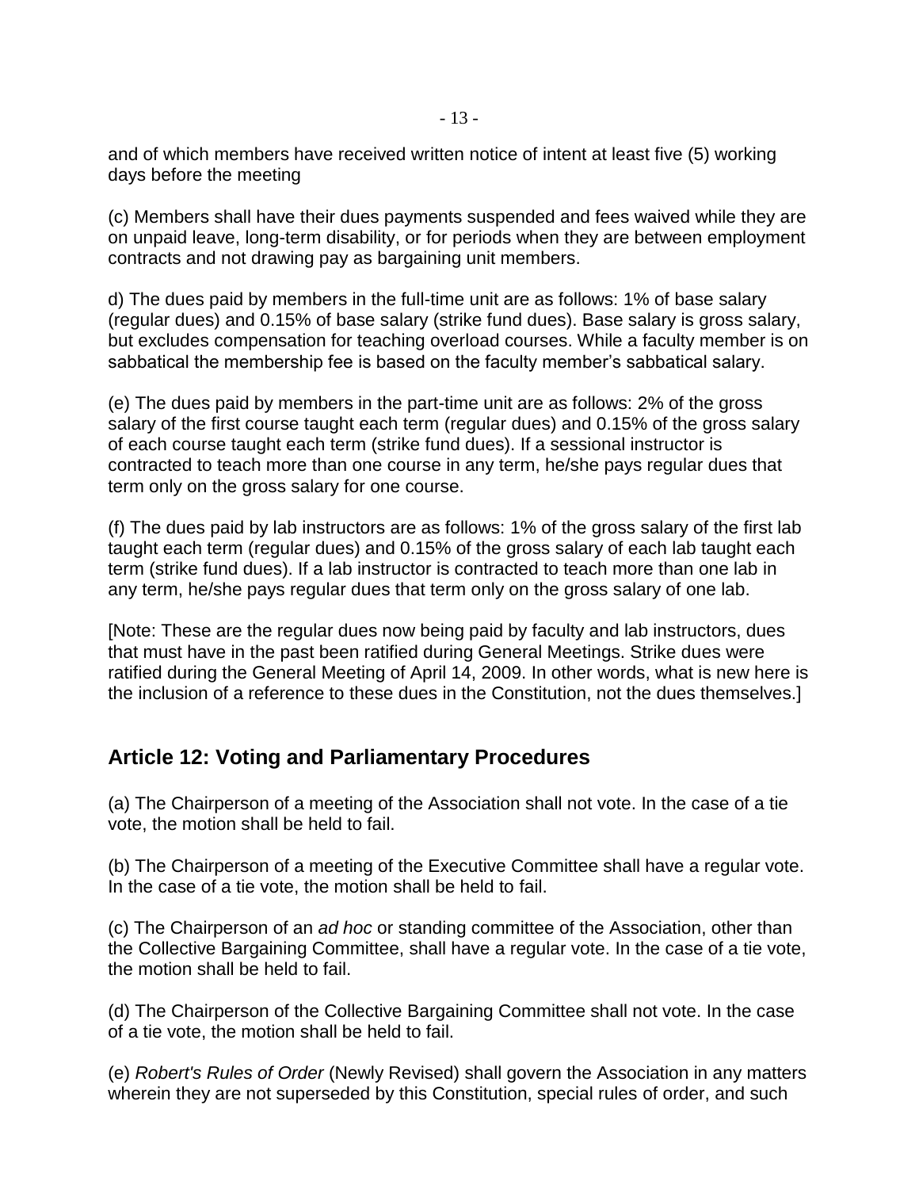and of which members have received written notice of intent at least five (5) working days before the meeting

(c) Members shall have their dues payments suspended and fees waived while they are on unpaid leave, long-term disability, or for periods when they are between employment contracts and not drawing pay as bargaining unit members.

d) The dues paid by members in the full-time unit are as follows: 1% of base salary (regular dues) and 0.15% of base salary (strike fund dues). Base salary is gross salary, but excludes compensation for teaching overload courses. While a faculty member is on sabbatical the membership fee is based on the faculty member's sabbatical salary.

(e) The dues paid by members in the part-time unit are as follows: 2% of the gross salary of the first course taught each term (regular dues) and 0.15% of the gross salary of each course taught each term (strike fund dues). If a sessional instructor is contracted to teach more than one course in any term, he/she pays regular dues that term only on the gross salary for one course.

(f) The dues paid by lab instructors are as follows: 1% of the gross salary of the first lab taught each term (regular dues) and 0.15% of the gross salary of each lab taught each term (strike fund dues). If a lab instructor is contracted to teach more than one lab in any term, he/she pays regular dues that term only on the gross salary of one lab.

[Note: These are the regular dues now being paid by faculty and lab instructors, dues that must have in the past been ratified during General Meetings. Strike dues were ratified during the General Meeting of April 14, 2009. In other words, what is new here is the inclusion of a reference to these dues in the Constitution, not the dues themselves.]

## Article 12: Voting and Parliamentary Procedures

(a) The Chairperson of a meeting of the Association shall not vote. In the case of a tie vote, the motion shall be held to fail.

(b) The Chairperson of a meeting of the Executive Committee shall have a regular vote. In the case of a tie vote, the motion shall be held to fail.

(c) The Chairperson of an *ad hoc* or standing committee of the Association, other than the Collective Bargaining Committee, shall have a regular vote. In the case of a tie vote, the motion shall be held to fail.

(d) The Chairperson of the Collective Bargaining Committee shall not vote. In the case of a tie vote, the motion shall be held to fail.

(e) *Robert's Rules of Order* (Newly Revised) shall govern the Association in any matters wherein they are not superseded by this Constitution, special rules of order, and such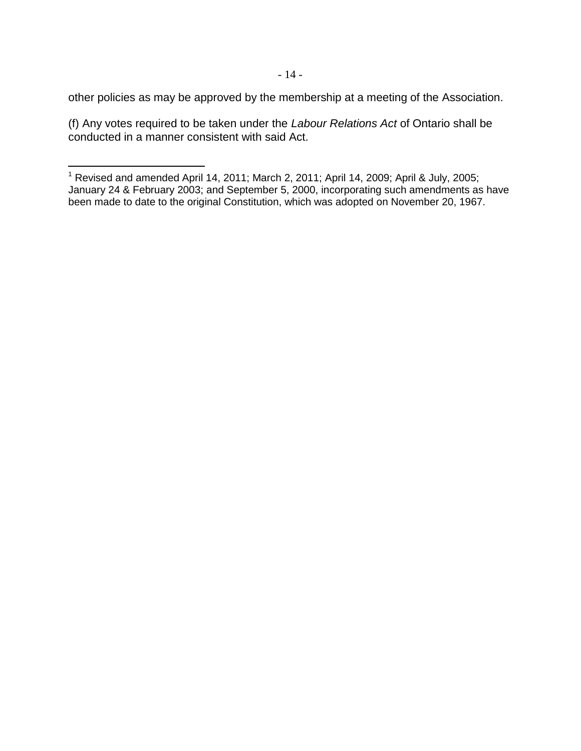other policies as may be approved by the membership at a meeting of the Association.

(f) Any votes required to be taken under the *Labour Relations Act* of Ontario shall be conducted in a manner consistent with said Act.

---

[1] Revised and amended April 14, 2011; March 2, 2011; April 14, 2009; April & July, 2005; January 24 & February 2003; and September 5, 2000, incorporating such amendments as have been made to date to the original Constitution, which was adopted on November 20, 1967.